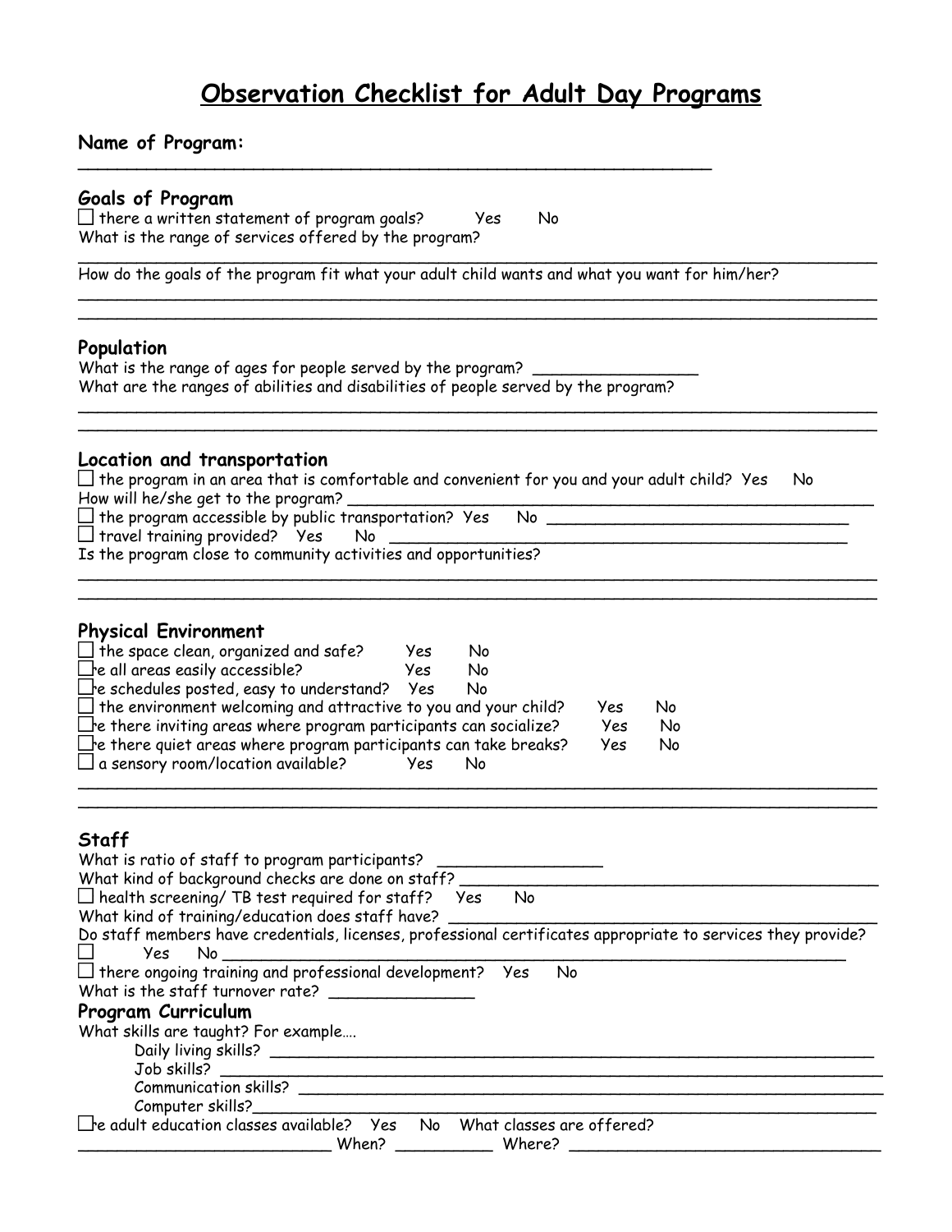# Observation Checklist for Adult Day Programs

**Name of Program:** ________________________________________________________________

## Goals of Program

☐ there a written statement of program goals? Yes No

What is the range of services offered by the program?

________________________________________________________________

How do the goals of the program fit what your adult child wants and what you want for him/her?

________________________________________________________________

________________________________________________________________

## Population

What is the range of ages for people served by the program? ________________

What are the ranges of abilities and disabilities of people served by the program?

________________________________________________________________

________________________________________________________________

## Location and transportation

☐ the program in an area that is comfortable and convenient for you and your adult child? Yes No

How will he/she get to the program? ________________________________________________________________

☐ the program accessible by public transportation? Yes No ________________________________

☐ travel training provided? Yes No ________________________________________________

Is the program close to community activities and opportunities?

________________________________________________________________

________________________________________________________________

## Physical Environment

☐ the space clean, organized and safe? Yes No

☐e all areas easily accessible? Yes No

☐e schedules posted, easy to understand? Yes No

☐ the environment welcoming and attractive to you and your child? Yes No

☐e there inviting areas where program participants can socialize? Yes No

☐e there quiet areas where program participants can take breaks? Yes No

☐ a sensory room/location available? Yes No

________________________________________________________________

________________________________________________________________

## Staff

What is ratio of staff to program participants? ________________

What kind of background checks are done on staff? ____________________________________________

☐ health screening/ TB test required for staff? Yes No

What kind of training/education does staff have? ____________________________________________

Do staff members have credentials, licenses, professional certificates appropriate to services they provide?

☐ Yes No ________________________________________________________________

☐ there ongoing training and professional development? Yes No

What is the staff turnover rate? ______________

## Program Curriculum

What skills are taught? For example….

- Daily living skills? ________________________________________________________________
- Job skills? ________________________________________________________________
- Communication skills? ________________________________________________________________
- Computer skills?________________________________________________________________

☐e adult education classes available? Yes No What classes are offered?

__________________________ When? __________ Where? ________________________________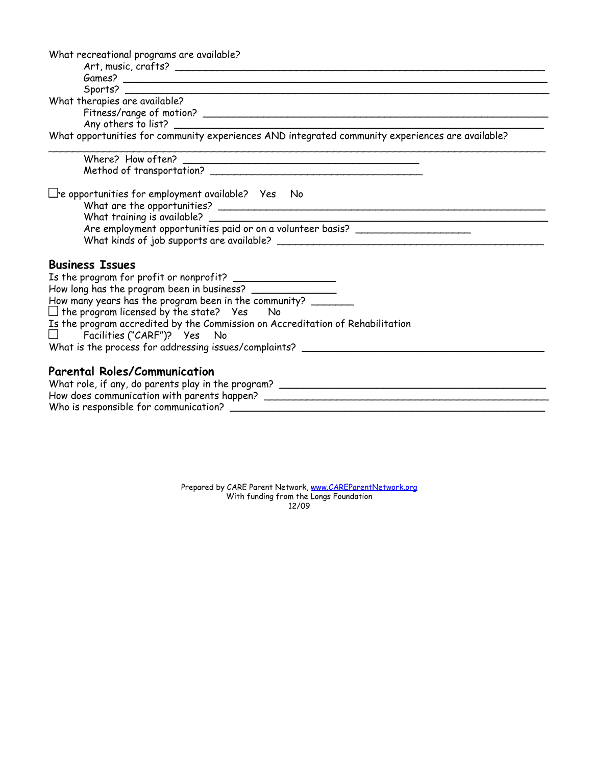What recreational programs are available?

- Art, music, crafts? ___
- Games? ___
- Sports? ___

What therapies are available?

- Fitness/range of motion? ___
- Any others to list? ___

What opportunities for community experiences AND integrated community experiences are available?

___

- Where? How often? ___
- Method of transportation? ___

☐re opportunities for employment available? Yes No

- What are the opportunities? ___
- What training is available? ___
- Are employment opportunities paid or on a volunteer basis? ___
- What kinds of job supports are available? ___

## Business Issues

Is the program for profit or nonprofit? ___

How long has the program been in business? ___

How many years has the program been in the community? ___

☐ the program licensed by the state? Yes No

Is the program accredited by the Commission on Accreditation of Rehabilitation
☐ Facilities ("CARF")? Yes No

What is the process for addressing issues/complaints? ___

## Parental Roles/Communication

What role, if any, do parents play in the program? ___

How does communication with parents happen? ___

Who is responsible for communication? ___

Prepared by CARE Parent Network, www.CAREParentNetwork.org
With funding from the Longs Foundation
12/09